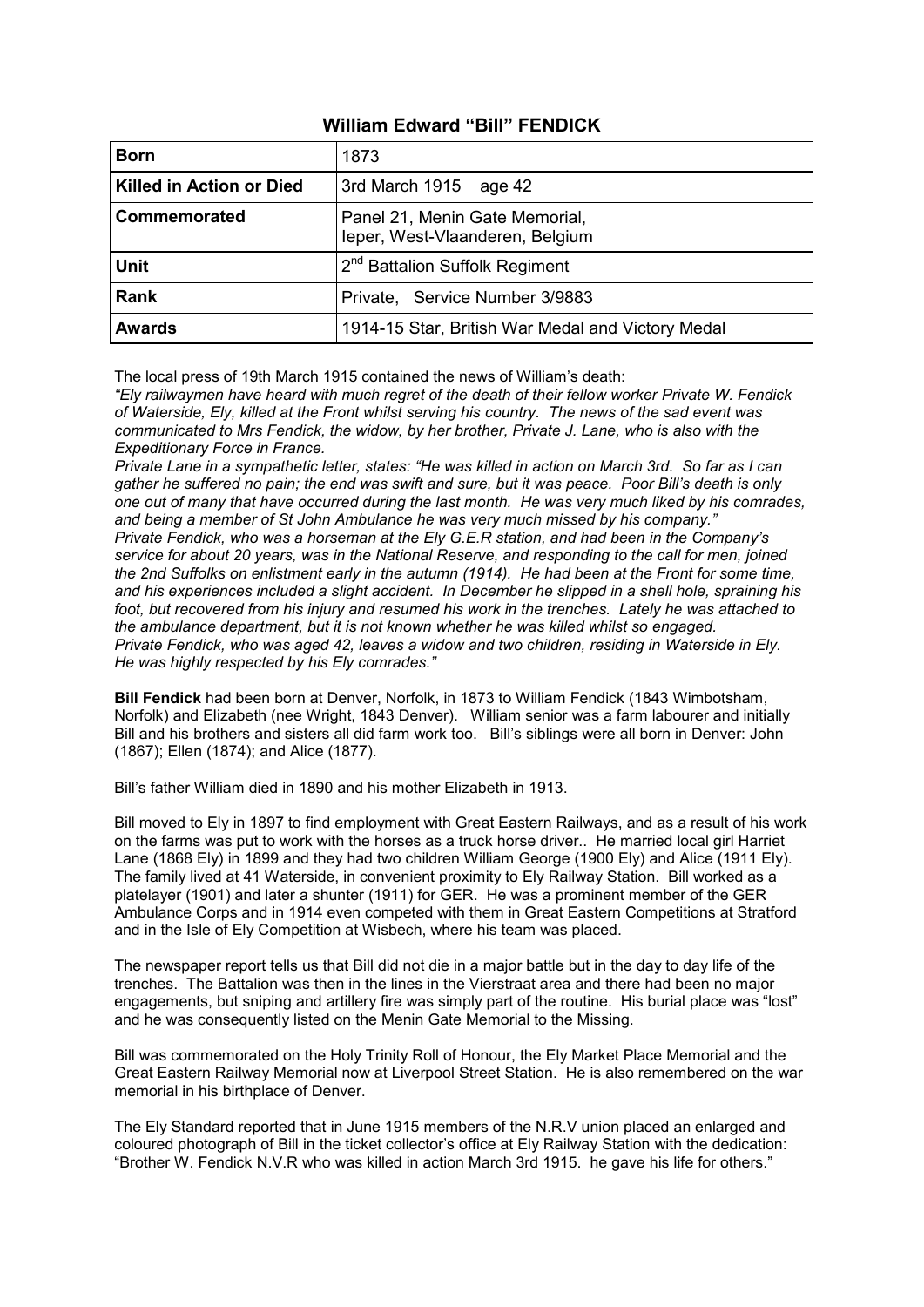## William Edward "Bill" FENDICK

| | |
|---|---|
| **Born** | 1873 |
| **Killed in Action or Died** | 3rd March 1915 age 42 |
| **Commemorated** | Panel 21, Menin Gate Memorial, Ieper, West-Vlaanderen, Belgium |
| **Unit** | 2nd Battalion Suffolk Regiment |
| **Rank** | Private, Service Number 3/9883 |
| **Awards** | 1914-15 Star, British War Medal and Victory Medal |

The local press of 19th March 1915 contained the news of William's death:

*"Ely railwaymen have heard with much regret of the death of their fellow worker Private W. Fendick of Waterside, Ely, killed at the Front whilst serving his country. The news of the sad event was communicated to Mrs Fendick, the widow, by her brother, Private J. Lane, who is also with the Expeditionary Force in France.*

*Private Lane in a sympathetic letter, states: "He was killed in action on March 3rd. So far as I can gather he suffered no pain; the end was swift and sure, but it was peace. Poor Bill's death is only one out of many that have occurred during the last month. He was very much liked by his comrades, and being a member of St John Ambulance he was very much missed by his company."*

*Private Fendick, who was a horseman at the Ely G.E.R station, and had been in the Company's service for about 20 years, was in the National Reserve, and responding to the call for men, joined the 2nd Suffolks on enlistment early in the autumn (1914). He had been at the Front for some time, and his experiences included a slight accident. In December he slipped in a shell hole, spraining his foot, but recovered from his injury and resumed his work in the trenches. Lately he was attached to the ambulance department, but it is not known whether he was killed whilst so engaged.*

*Private Fendick, who was aged 42, leaves a widow and two children, residing in Waterside in Ely. He was highly respected by his Ely comrades."*

**Bill Fendick** had been born at Denver, Norfolk, in 1873 to William Fendick (1843 Wimbotsham, Norfolk) and Elizabeth (nee Wright, 1843 Denver). William senior was a farm labourer and initially Bill and his brothers and sisters all did farm work too. Bill's siblings were all born in Denver: John (1867); Ellen (1874); and Alice (1877).

Bill's father William died in 1890 and his mother Elizabeth in 1913.

Bill moved to Ely in 1897 to find employment with Great Eastern Railways, and as a result of his work on the farms was put to work with the horses as a truck horse driver.. He married local girl Harriet Lane (1868 Ely) in 1899 and they had two children William George (1900 Ely) and Alice (1911 Ely). The family lived at 41 Waterside, in convenient proximity to Ely Railway Station. Bill worked as a platelayer (1901) and later a shunter (1911) for GER. He was a prominent member of the GER Ambulance Corps and in 1914 even competed with them in Great Eastern Competitions at Stratford and in the Isle of Ely Competition at Wisbech, where his team was placed.

The newspaper report tells us that Bill did not die in a major battle but in the day to day life of the trenches. The Battalion was then in the lines in the Vierstraat area and there had been no major engagements, but sniping and artillery fire was simply part of the routine. His burial place was "lost" and he was consequently listed on the Menin Gate Memorial to the Missing.

Bill was commemorated on the Holy Trinity Roll of Honour, the Ely Market Place Memorial and the Great Eastern Railway Memorial now at Liverpool Street Station. He is also remembered on the war memorial in his birthplace of Denver.

The Ely Standard reported that in June 1915 members of the N.R.V union placed an enlarged and coloured photograph of Bill in the ticket collector's office at Ely Railway Station with the dedication: "Brother W. Fendick N.V.R who was killed in action March 3rd 1915. he gave his life for others."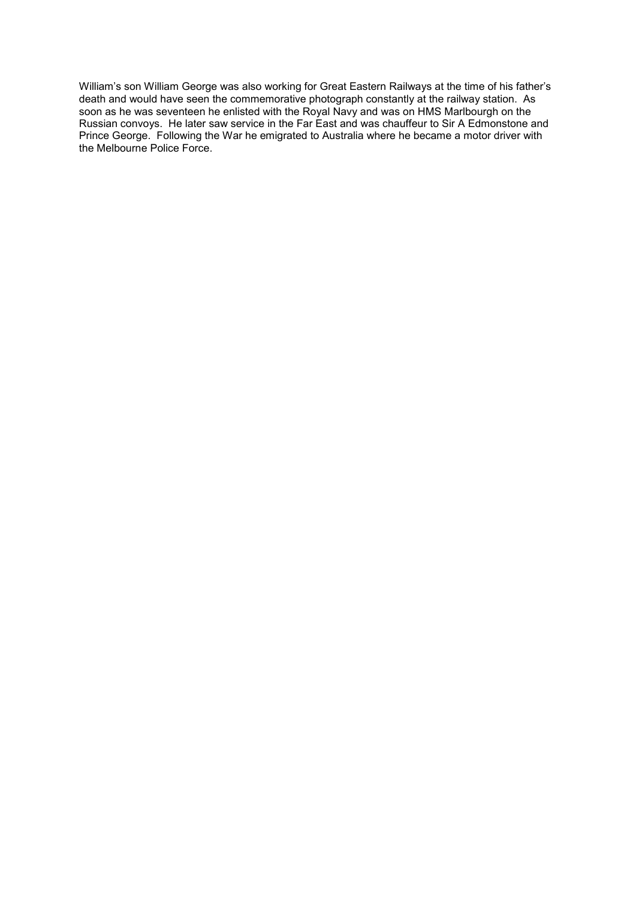William's son William George was also working for Great Eastern Railways at the time of his father's death and would have seen the commemorative photograph constantly at the railway station. As soon as he was seventeen he enlisted with the Royal Navy and was on HMS Marlbourgh on the Russian convoys. He later saw service in the Far East and was chauffeur to Sir A Edmonstone and Prince George. Following the War he emigrated to Australia where he became a motor driver with the Melbourne Police Force.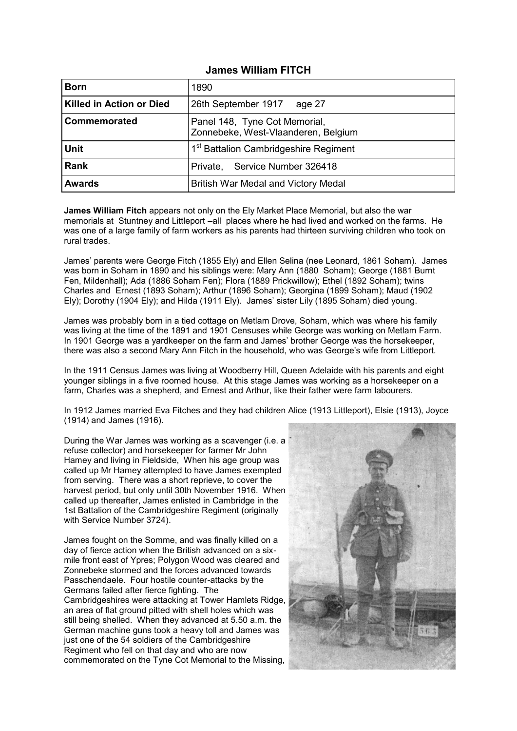## James William FITCH

| Born | 1890 |
|---|---|
| Killed in Action or Died | 26th September 1917 age 27 |
| Commemorated | Panel 148, Tyne Cot Memorial, Zonnebeke, West-Vlaanderen, Belgium |
| Unit | 1st Battalion Cambridgeshire Regiment |
| Rank | Private, Service Number 326418 |
| Awards | British War Medal and Victory Medal |

**James William Fitch** appears not only on the Ely Market Place Memorial, but also the war memorials at Stuntney and Littleport –all places where he had lived and worked on the farms. He was one of a large family of farm workers as his parents had thirteen surviving children who took on rural trades.

James' parents were George Fitch (1855 Ely) and Ellen Selina (nee Leonard, 1861 Soham). James was born in Soham in 1890 and his siblings were: Mary Ann (1880 Soham); George (1881 Burnt Fen, Mildenhall); Ada (1886 Soham Fen); Flora (1889 Prickwillow); Ethel (1892 Soham); twins Charles and Ernest (1893 Soham); Arthur (1896 Soham); Georgina (1899 Soham); Maud (1902 Ely); Dorothy (1904 Ely); and Hilda (1911 Ely). James' sister Lily (1895 Soham) died young.

James was probably born in a tied cottage on Metlam Drove, Soham, which was where his family was living at the time of the 1891 and 1901 Censuses while George was working on Metlam Farm. In 1901 George was a yardkeeper on the farm and James' brother George was the horsekeeper, there was also a second Mary Ann Fitch in the household, who was George's wife from Littleport.

In the 1911 Census James was living at Woodberry Hill, Queen Adelaide with his parents and eight younger siblings in a five roomed house. At this stage James was working as a horsekeeper on a farm, Charles was a shepherd, and Ernest and Arthur, like their father were farm labourers.

In 1912 James married Eva Fitches and they had children Alice (1913 Littleport), Elsie (1913), Joyce (1914) and James (1916).

During the War James was working as a scavenger (i.e. a refuse collector) and horsekeeper for farmer Mr John Hamey and living in Fieldside, When his age group was called up Mr Hamey attempted to have James exempted from serving. There was a short reprieve, to cover the harvest period, but only until 30th November 1916. When called up thereafter, James enlisted in Cambridge in the 1st Battalion of the Cambridgeshire Regiment (originally with Service Number 3724).

James fought on the Somme, and was finally killed on a day of fierce action when the British advanced on a six-mile front east of Ypres; Polygon Wood was cleared and Zonnebeke stormed and the forces advanced towards Passchendaele. Four hostile counter-attacks by the Germans failed after fierce fighting. The Cambridgeshires were attacking at Tower Hamlets Ridge, an area of flat ground pitted with shell holes which was still being shelled. When they advanced at 5.50 a.m. the German machine guns took a heavy toll and James was just one of the 54 soldiers of the Cambridgeshire Regiment who fell on that day and who are now commemorated on the Tyne Cot Memorial to the Missing,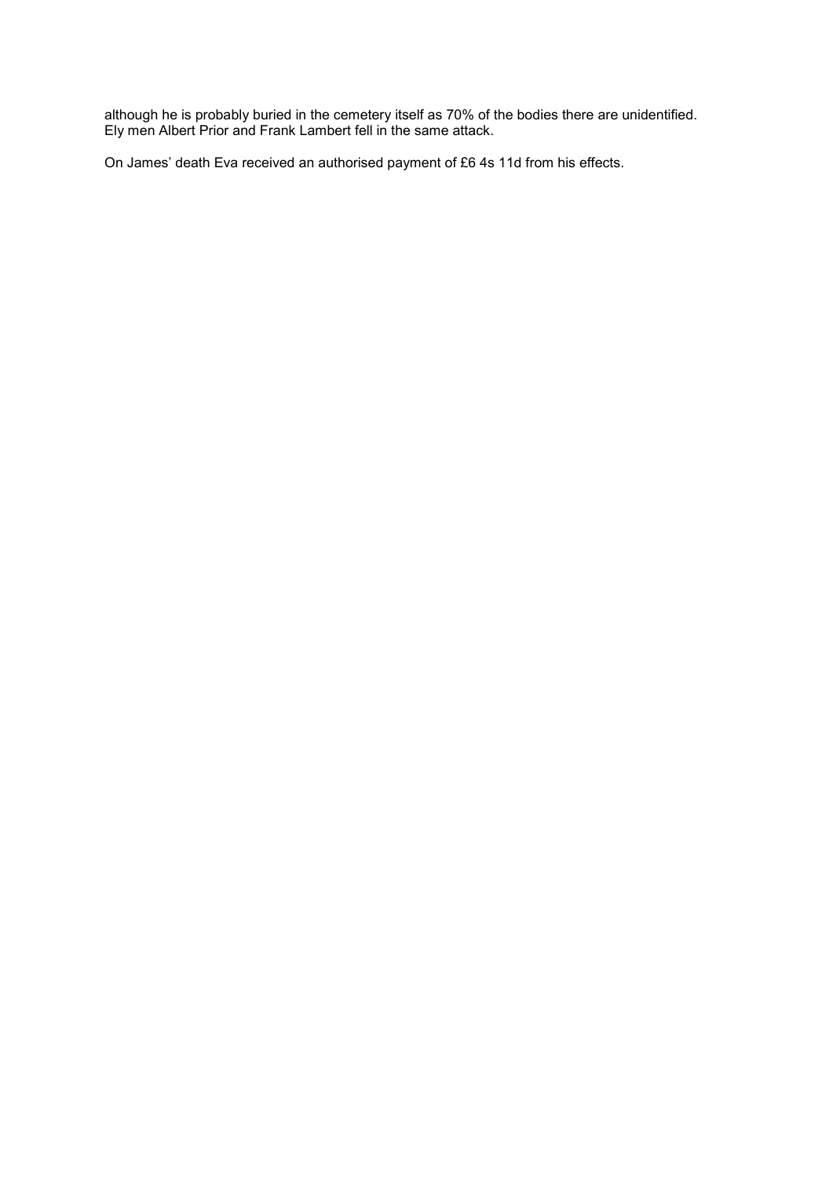although he is probably buried in the cemetery itself as 70% of the bodies there are unidentified. Ely men Albert Prior and Frank Lambert fell in the same attack.

On James' death Eva received an authorised payment of £6 4s 11d from his effects.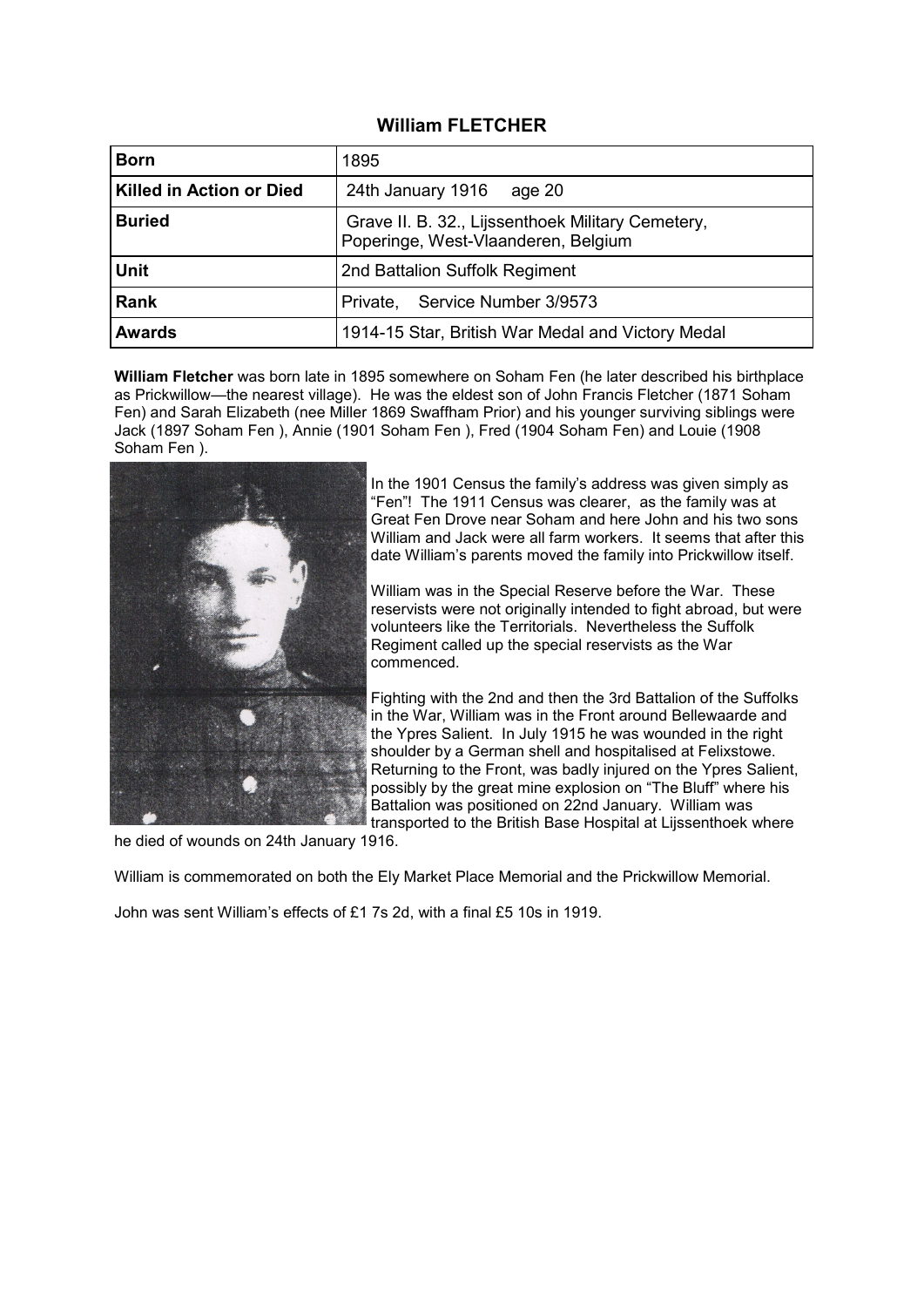## William FLETCHER

| **Born** | 1895 |
|---|---|
| **Killed in Action or Died** | 24th January 1916    age 20 |
| **Buried** | Grave II. B. 32., Lijssenthoek Military Cemetery, Poperinge, West-Vlaanderen, Belgium |
| **Unit** | 2nd Battalion Suffolk Regiment |
| **Rank** | Private,   Service Number 3/9573 |
| **Awards** | 1914-15 Star, British War Medal and Victory Medal |

**William Fletcher** was born late in 1895 somewhere on Soham Fen (he later described his birthplace as Prickwillow—the nearest village). He was the eldest son of John Francis Fletcher (1871 Soham Fen) and Sarah Elizabeth (nee Miller 1869 Swaffham Prior) and his younger surviving siblings were Jack (1897 Soham Fen ), Annie (1901 Soham Fen ), Fred (1904 Soham Fen) and Louie (1908 Soham Fen ).

In the 1901 Census the family's address was given simply as "Fen"! The 1911 Census was clearer, as the family was at Great Fen Drove near Soham and here John and his two sons William and Jack were all farm workers. It seems that after this date William's parents moved the family into Prickwillow itself.

William was in the Special Reserve before the War. These reservists were not originally intended to fight abroad, but were volunteers like the Territorials. Nevertheless the Suffolk Regiment called up the special reservists as the War commenced.

Fighting with the 2nd and then the 3rd Battalion of the Suffolks in the War, William was in the Front around Bellewaarde and the Ypres Salient. In July 1915 he was wounded in the right shoulder by a German shell and hospitalised at Felixstowe. Returning to the Front, was badly injured on the Ypres Salient, possibly by the great mine explosion on "The Bluff" where his Battalion was positioned on 22nd January. William was transported to the British Base Hospital at Lijssenthoek where he died of wounds on 24th January 1916.

William is commemorated on both the Ely Market Place Memorial and the Prickwillow Memorial.

John was sent William's effects of £1 7s 2d, with a final £5 10s in 1919.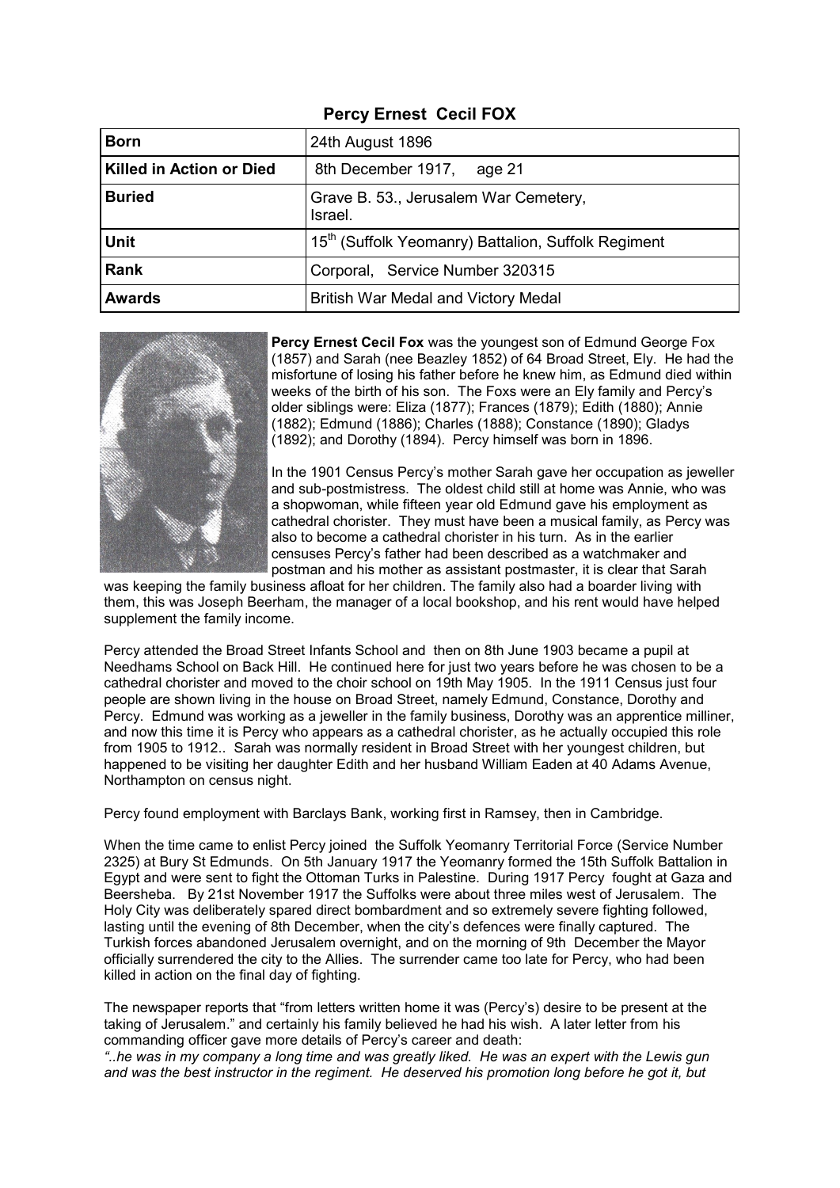## Percy Ernest Cecil FOX

| **Born** | 24th August 1896 |
|---|---|
| **Killed in Action or Died** | 8th December 1917, age 21 |
| **Buried** | Grave B. 53., Jerusalem War Cemetery, Israel. |
| **Unit** | 15th (Suffolk Yeomanry) Battalion, Suffolk Regiment |
| **Rank** | Corporal, Service Number 320315 |
| **Awards** | British War Medal and Victory Medal |

**Percy Ernest Cecil Fox** was the youngest son of Edmund George Fox (1857) and Sarah (nee Beazley 1852) of 64 Broad Street, Ely. He had the misfortune of losing his father before he knew him, as Edmund died within weeks of the birth of his son. The Foxs were an Ely family and Percy's older siblings were: Eliza (1877); Frances (1879); Edith (1880); Annie (1882); Edmund (1886); Charles (1888); Constance (1890); Gladys (1892); and Dorothy (1894). Percy himself was born in 1896.

In the 1901 Census Percy's mother Sarah gave her occupation as jeweller and sub-postmistress. The oldest child still at home was Annie, who was a shopwoman, while fifteen year old Edmund gave his employment as cathedral chorister. They must have been a musical family, as Percy was also to become a cathedral chorister in his turn. As in the earlier censuses Percy's father had been described as a watchmaker and postman and his mother as assistant postmaster, it is clear that Sarah was keeping the family business afloat for her children. The family also had a boarder living with them, this was Joseph Beerham, the manager of a local bookshop, and his rent would have helped supplement the family income.

Percy attended the Broad Street Infants School and then on 8th June 1903 became a pupil at Needhams School on Back Hill. He continued here for just two years before he was chosen to be a cathedral chorister and moved to the choir school on 19th May 1905. In the 1911 Census just four people are shown living in the house on Broad Street, namely Edmund, Constance, Dorothy and Percy. Edmund was working as a jeweller in the family business, Dorothy was an apprentice milliner, and now this time it is Percy who appears as a cathedral chorister, as he actually occupied this role from 1905 to 1912.. Sarah was normally resident in Broad Street with her youngest children, but happened to be visiting her daughter Edith and her husband William Eaden at 40 Adams Avenue, Northampton on census night.

Percy found employment with Barclays Bank, working first in Ramsey, then in Cambridge.

When the time came to enlist Percy joined the Suffolk Yeomanry Territorial Force (Service Number 2325) at Bury St Edmunds. On 5th January 1917 the Yeomanry formed the 15th Suffolk Battalion in Egypt and were sent to fight the Ottoman Turks in Palestine. During 1917 Percy fought at Gaza and Beersheba. By 21st November 1917 the Suffolks were about three miles west of Jerusalem. The Holy City was deliberately spared direct bombardment and so extremely severe fighting followed, lasting until the evening of 8th December, when the city's defences were finally captured. The Turkish forces abandoned Jerusalem overnight, and on the morning of 9th December the Mayor officially surrendered the city to the Allies. The surrender came too late for Percy, who had been killed in action on the final day of fighting.

The newspaper reports that "from letters written home it was (Percy's) desire to be present at the taking of Jerusalem." and certainly his family believed he had his wish. A later letter from his commanding officer gave more details of Percy's career and death:

*"..he was in my company a long time and was greatly liked. He was an expert with the Lewis gun and was the best instructor in the regiment. He deserved his promotion long before he got it, but*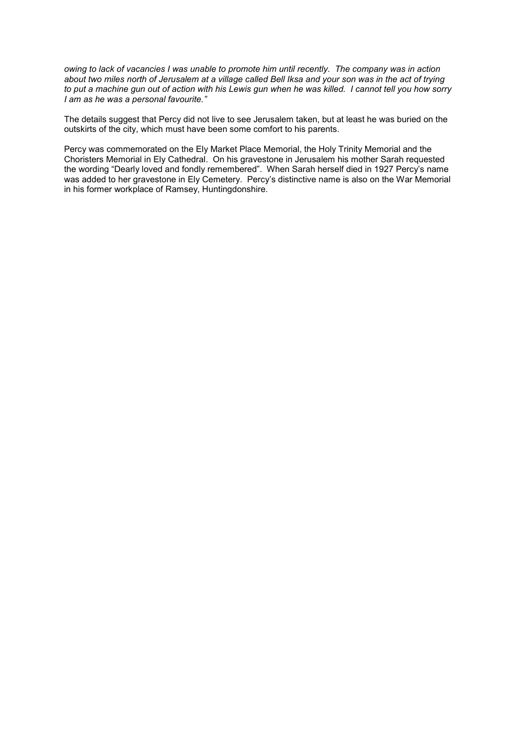*owing to lack of vacancies I was unable to promote him until recently. The company was in action about two miles north of Jerusalem at a village called Bell Iksa and your son was in the act of trying to put a machine gun out of action with his Lewis gun when he was killed. I cannot tell you how sorry I am as he was a personal favourite."*

The details suggest that Percy did not live to see Jerusalem taken, but at least he was buried on the outskirts of the city, which must have been some comfort to his parents.

Percy was commemorated on the Ely Market Place Memorial, the Holy Trinity Memorial and the Choristers Memorial in Ely Cathedral. On his gravestone in Jerusalem his mother Sarah requested the wording "Dearly loved and fondly remembered". When Sarah herself died in 1927 Percy's name was added to her gravestone in Ely Cemetery. Percy's distinctive name is also on the War Memorial in his former workplace of Ramsey, Huntingdonshire.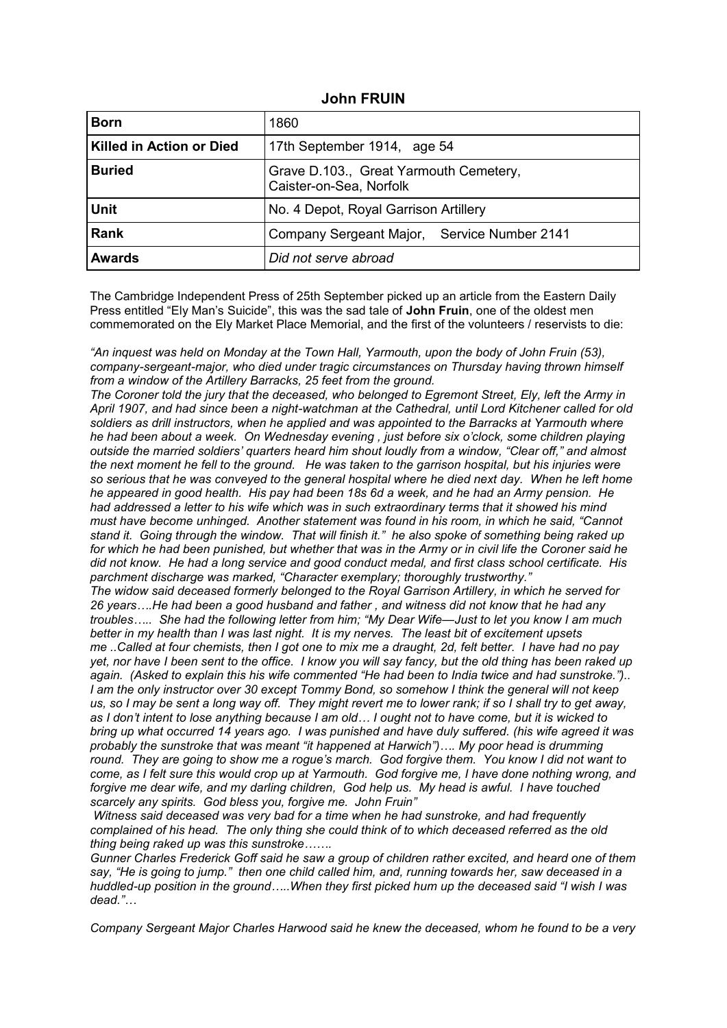## John FRUIN

| Born | 1860 |
|---|---|
| Killed in Action or Died | 17th September 1914, age 54 |
| Buried | Grave D.103., Great Yarmouth Cemetery, Caister-on-Sea, Norfolk |
| Unit | No. 4 Depot, Royal Garrison Artillery |
| Rank | Company Sergeant Major, Service Number 2141 |
| Awards | *Did not serve abroad* |

The Cambridge Independent Press of 25th September picked up an article from the Eastern Daily Press entitled "Ely Man's Suicide", this was the sad tale of **John Fruin**, one of the oldest men commemorated on the Ely Market Place Memorial, and the first of the volunteers / reservists to die:

*"An inquest was held on Monday at the Town Hall, Yarmouth, upon the body of John Fruin (53), company-sergeant-major, who died under tragic circumstances on Thursday having thrown himself from a window of the Artillery Barracks, 25 feet from the ground.*
*The Coroner told the jury that the deceased, who belonged to Egremont Street, Ely, left the Army in April 1907, and had since been a night-watchman at the Cathedral, until Lord Kitchener called for old soldiers as drill instructors, when he applied and was appointed to the Barracks at Yarmouth where he had been about a week. On Wednesday evening , just before six o'clock, some children playing outside the married soldiers' quarters heard him shout loudly from a window, "Clear off," and almost the next moment he fell to the ground. He was taken to the garrison hospital, but his injuries were so serious that he was conveyed to the general hospital where he died next day. When he left home he appeared in good health. His pay had been 18s 6d a week, and he had an Army pension. He had addressed a letter to his wife which was in such extraordinary terms that it showed his mind must have become unhinged. Another statement was found in his room, in which he said, "Cannot stand it. Going through the window. That will finish it." he also spoke of something being raked up for which he had been punished, but whether that was in the Army or in civil life the Coroner said he did not know. He had a long service and good conduct medal, and first class school certificate. His parchment discharge was marked, "Character exemplary; thoroughly trustworthy."*
*The widow said deceased formerly belonged to the Royal Garrison Artillery, in which he served for 26 years….He had been a good husband and father , and witness did not know that he had any troubles….. She had the following letter from him; "My Dear Wife—Just to let you know I am much better in my health than I was last night. It is my nerves. The least bit of excitement upsets me ..Called at four chemists, then I got one to mix me a draught, 2d, felt better. I have had no pay yet, nor have I been sent to the office. I know you will say fancy, but the old thing has been raked up again. (Asked to explain this his wife commented "He had been to India twice and had sunstroke.").. I am the only instructor over 30 except Tommy Bond, so somehow I think the general will not keep us, so I may be sent a long way off. They might revert me to lower rank; if so I shall try to get away, as I don't intent to lose anything because I am old… I ought not to have come, but it is wicked to bring up what occurred 14 years ago. I was punished and have duly suffered. (his wife agreed it was probably the sunstroke that was meant "it happened at Harwich")…. My poor head is drumming round. They are going to show me a rogue's march. God forgive them. You know I did not want to come, as I felt sure this would crop up at Yarmouth. God forgive me, I have done nothing wrong, and forgive me dear wife, and my darling children, God help us. My head is awful. I have touched scarcely any spirits. God bless you, forgive me. John Fruin"*
*Witness said deceased was very bad for a time when he had sunstroke, and had frequently complained of his head. The only thing she could think of to which deceased referred as the old thing being raked up was this sunstroke…….*
*Gunner Charles Frederick Goff said he saw a group of children rather excited, and heard one of them say, "He is going to jump." then one child called him, and, running towards her, saw deceased in a huddled-up position in the ground…..When they first picked hum up the deceased said "I wish I was dead."…*

*Company Sergeant Major Charles Harwood said he knew the deceased, whom he found to be a very*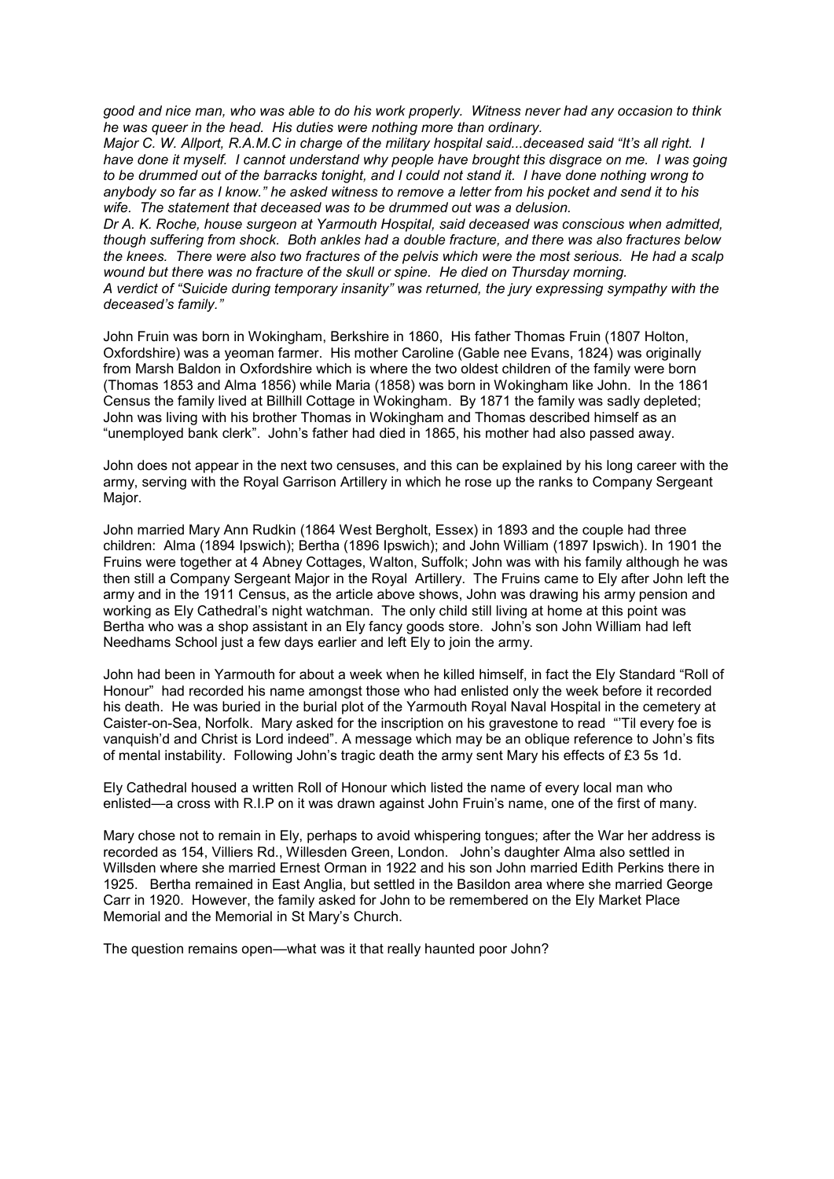*good and nice man, who was able to do his work properly. Witness never had any occasion to think he was queer in the head. His duties were nothing more than ordinary.*
*Major C. W. Allport, R.A.M.C in charge of the military hospital said...deceased said "It's all right. I have done it myself. I cannot understand why people have brought this disgrace on me. I was going to be drummed out of the barracks tonight, and I could not stand it. I have done nothing wrong to anybody so far as I know." he asked witness to remove a letter from his pocket and send it to his wife. The statement that deceased was to be drummed out was a delusion.*
*Dr A. K. Roche, house surgeon at Yarmouth Hospital, said deceased was conscious when admitted, though suffering from shock. Both ankles had a double fracture, and there was also fractures below the knees. There were also two fractures of the pelvis which were the most serious. He had a scalp wound but there was no fracture of the skull or spine. He died on Thursday morning.*
*A verdict of "Suicide during temporary insanity" was returned, the jury expressing sympathy with the deceased's family."*

John Fruin was born in Wokingham, Berkshire in 1860, His father Thomas Fruin (1807 Holton, Oxfordshire) was a yeoman farmer. His mother Caroline (Gable nee Evans, 1824) was originally from Marsh Baldon in Oxfordshire which is where the two oldest children of the family were born (Thomas 1853 and Alma 1856) while Maria (1858) was born in Wokingham like John. In the 1861 Census the family lived at Billhill Cottage in Wokingham. By 1871 the family was sadly depleted; John was living with his brother Thomas in Wokingham and Thomas described himself as an "unemployed bank clerk". John's father had died in 1865, his mother had also passed away.

John does not appear in the next two censuses, and this can be explained by his long career with the army, serving with the Royal Garrison Artillery in which he rose up the ranks to Company Sergeant Major.

John married Mary Ann Rudkin (1864 West Bergholt, Essex) in 1893 and the couple had three children: Alma (1894 Ipswich); Bertha (1896 Ipswich); and John William (1897 Ipswich). In 1901 the Fruins were together at 4 Abney Cottages, Walton, Suffolk; John was with his family although he was then still a Company Sergeant Major in the Royal Artillery. The Fruins came to Ely after John left the army and in the 1911 Census, as the article above shows, John was drawing his army pension and working as Ely Cathedral's night watchman. The only child still living at home at this point was Bertha who was a shop assistant in an Ely fancy goods store. John's son John William had left Needhams School just a few days earlier and left Ely to join the army.

John had been in Yarmouth for about a week when he killed himself, in fact the Ely Standard "Roll of Honour" had recorded his name amongst those who had enlisted only the week before it recorded his death. He was buried in the burial plot of the Yarmouth Royal Naval Hospital in the cemetery at Caister-on-Sea, Norfolk. Mary asked for the inscription on his gravestone to read "'Til every foe is vanquish'd and Christ is Lord indeed". A message which may be an oblique reference to John's fits of mental instability. Following John's tragic death the army sent Mary his effects of £3 5s 1d.

Ely Cathedral housed a written Roll of Honour which listed the name of every local man who enlisted—a cross with R.I.P on it was drawn against John Fruin's name, one of the first of many.

Mary chose not to remain in Ely, perhaps to avoid whispering tongues; after the War her address is recorded as 154, Villiers Rd., Willesden Green, London. John's daughter Alma also settled in Willsden where she married Ernest Orman in 1922 and his son John married Edith Perkins there in 1925. Bertha remained in East Anglia, but settled in the Basildon area where she married George Carr in 1920. However, the family asked for John to be remembered on the Ely Market Place Memorial and the Memorial in St Mary's Church.

The question remains open—what was it that really haunted poor John?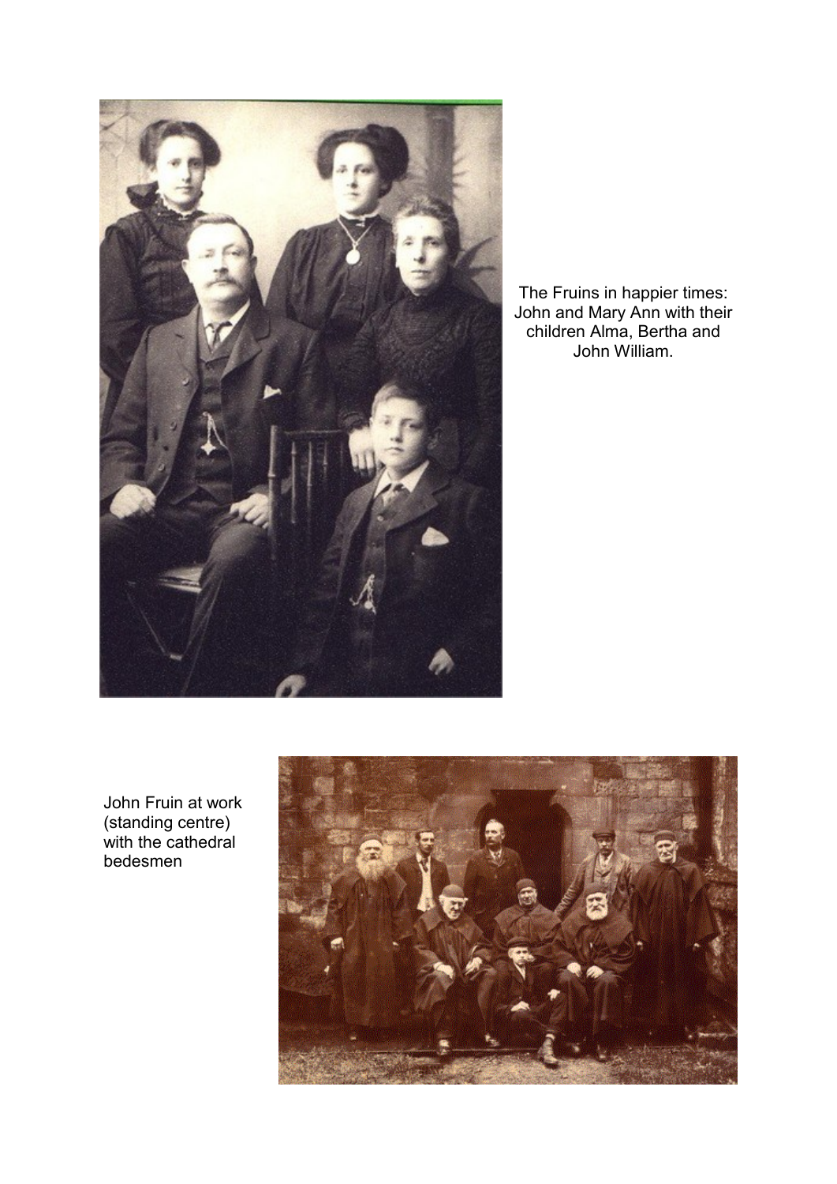The Fruins in happier times: John and Mary Ann with their children Alma, Bertha and John William.

John Fruin at work (standing centre) with the cathedral bedesmen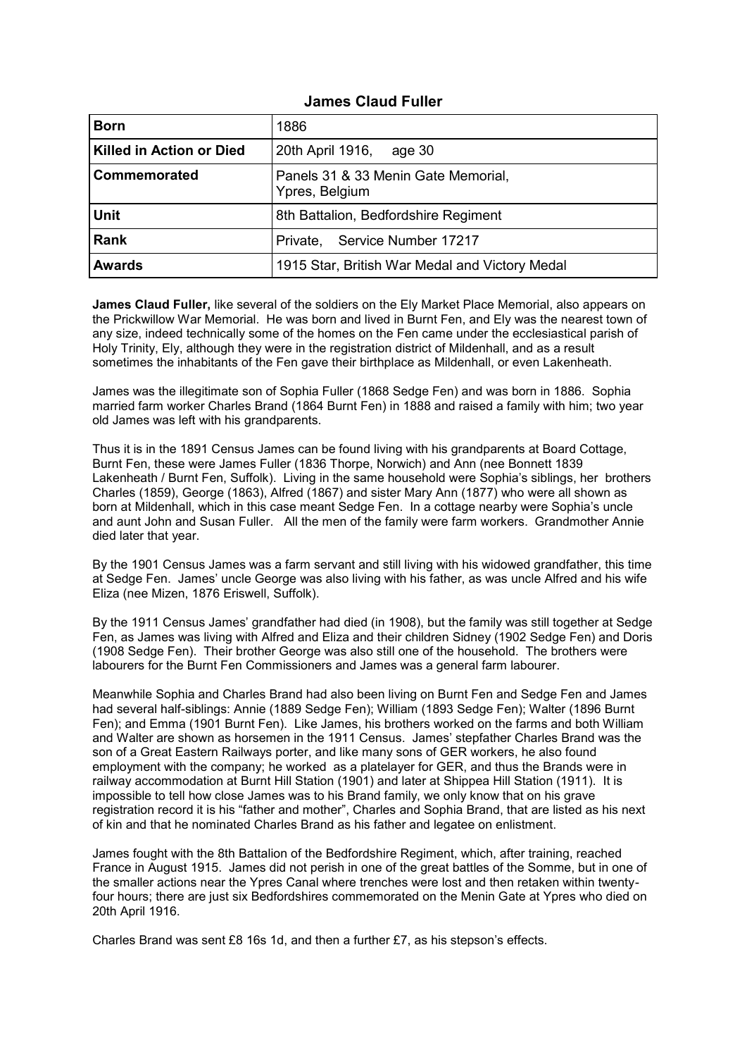## James Claud Fuller

| | |
|---|---|
| **Born** | 1886 |
| **Killed in Action or Died** | 20th April 1916, age 30 |
| **Commemorated** | Panels 31 & 33 Menin Gate Memorial, Ypres, Belgium |
| **Unit** | 8th Battalion, Bedfordshire Regiment |
| **Rank** | Private, Service Number 17217 |
| **Awards** | 1915 Star, British War Medal and Victory Medal |

**James Claud Fuller,** like several of the soldiers on the Ely Market Place Memorial, also appears on the Prickwillow War Memorial. He was born and lived in Burnt Fen, and Ely was the nearest town of any size, indeed technically some of the homes on the Fen came under the ecclesiastical parish of Holy Trinity, Ely, although they were in the registration district of Mildenhall, and as a result sometimes the inhabitants of the Fen gave their birthplace as Mildenhall, or even Lakenheath.

James was the illegitimate son of Sophia Fuller (1868 Sedge Fen) and was born in 1886. Sophia married farm worker Charles Brand (1864 Burnt Fen) in 1888 and raised a family with him; two year old James was left with his grandparents.

Thus it is in the 1891 Census James can be found living with his grandparents at Board Cottage, Burnt Fen, these were James Fuller (1836 Thorpe, Norwich) and Ann (nee Bonnett 1839 Lakenheath / Burnt Fen, Suffolk). Living in the same household were Sophia's siblings, her brothers Charles (1859), George (1863), Alfred (1867) and sister Mary Ann (1877) who were all shown as born at Mildenhall, which in this case meant Sedge Fen. In a cottage nearby were Sophia's uncle and aunt John and Susan Fuller. All the men of the family were farm workers. Grandmother Annie died later that year.

By the 1901 Census James was a farm servant and still living with his widowed grandfather, this time at Sedge Fen. James' uncle George was also living with his father, as was uncle Alfred and his wife Eliza (nee Mizen, 1876 Eriswell, Suffolk).

By the 1911 Census James' grandfather had died (in 1908), but the family was still together at Sedge Fen, as James was living with Alfred and Eliza and their children Sidney (1902 Sedge Fen) and Doris (1908 Sedge Fen). Their brother George was also still one of the household. The brothers were labourers for the Burnt Fen Commissioners and James was a general farm labourer.

Meanwhile Sophia and Charles Brand had also been living on Burnt Fen and Sedge Fen and James had several half-siblings: Annie (1889 Sedge Fen); William (1893 Sedge Fen); Walter (1896 Burnt Fen); and Emma (1901 Burnt Fen). Like James, his brothers worked on the farms and both William and Walter are shown as horsemen in the 1911 Census. James' stepfather Charles Brand was the son of a Great Eastern Railways porter, and like many sons of GER workers, he also found employment with the company; he worked as a platelayer for GER, and thus the Brands were in railway accommodation at Burnt Hill Station (1901) and later at Shippea Hill Station (1911). It is impossible to tell how close James was to his Brand family, we only know that on his grave registration record it is his "father and mother", Charles and Sophia Brand, that are listed as his next of kin and that he nominated Charles Brand as his father and legatee on enlistment.

James fought with the 8th Battalion of the Bedfordshire Regiment, which, after training, reached France in August 1915. James did not perish in one of the great battles of the Somme, but in one of the smaller actions near the Ypres Canal where trenches were lost and then retaken within twenty-four hours; there are just six Bedfordshires commemorated on the Menin Gate at Ypres who died on 20th April 1916.

Charles Brand was sent £8 16s 1d, and then a further £7, as his stepson's effects.